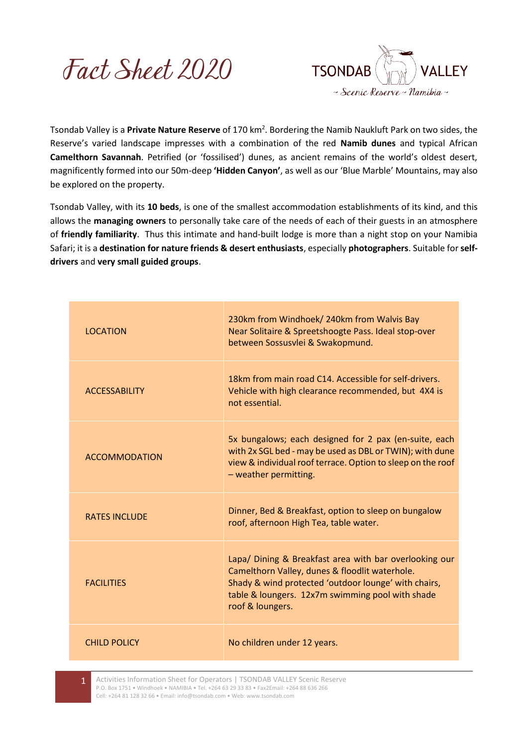# Fact Sheet 2020

TSONDAB VALLEY
~ Scenic Reserve ~ Namibia ~

Tsondab Valley is a **Private Nature Reserve** of 170 km$^2$. Bordering the Namib Naukluft Park on two sides, the Reserve's varied landscape impresses with a combination of the red **Namib dunes** and typical African **Camelthorn Savannah**. Petrified (or 'fossilised') dunes, as ancient remains of the world's oldest desert, magnificently formed into our 50m-deep **'Hidden Canyon'**, as well as our 'Blue Marble' Mountains, may also be explored on the property.

Tsondab Valley, with its **10 beds**, is one of the smallest accommodation establishments of its kind, and this allows the **managing owners** to personally take care of the needs of each of their guests in an atmosphere of **friendly familiarity**. Thus this intimate and hand-built lodge is more than a night stop on your Namibia Safari; it is a **destination for nature friends & desert enthusiasts**, especially **photographers**. Suitable for **self-drivers** and **very small guided groups**.

| | |
|---|---|
| LOCATION | 230km from Windhoek/ 240km from Walvis Bay<br>Near Solitaire & Spreetshoogte Pass. Ideal stop-over between Sossusvlei & Swakopmund. |
| ACCESSABILITY | 18km from main road C14. Accessible for self-drivers. Vehicle with high clearance recommended, but 4X4 is not essential. |
| ACCOMMODATION | 5x bungalows; each designed for 2 pax (en-suite, each with 2x SGL bed - may be used as DBL or TWIN); with dune view & individual roof terrace. Option to sleep on the roof – weather permitting. |
| RATES INCLUDE | Dinner, Bed & Breakfast, option to sleep on bungalow roof, afternoon High Tea, table water. |
| FACILITIES | Lapa/ Dining & Breakfast area with bar overlooking our Camelthorn Valley, dunes & floodlit waterhole.<br>Shady & wind protected 'outdoor lounge' with chairs, table & loungers. 12x7m swimming pool with shade roof & loungers. |
| CHILD POLICY | No children under 12 years. |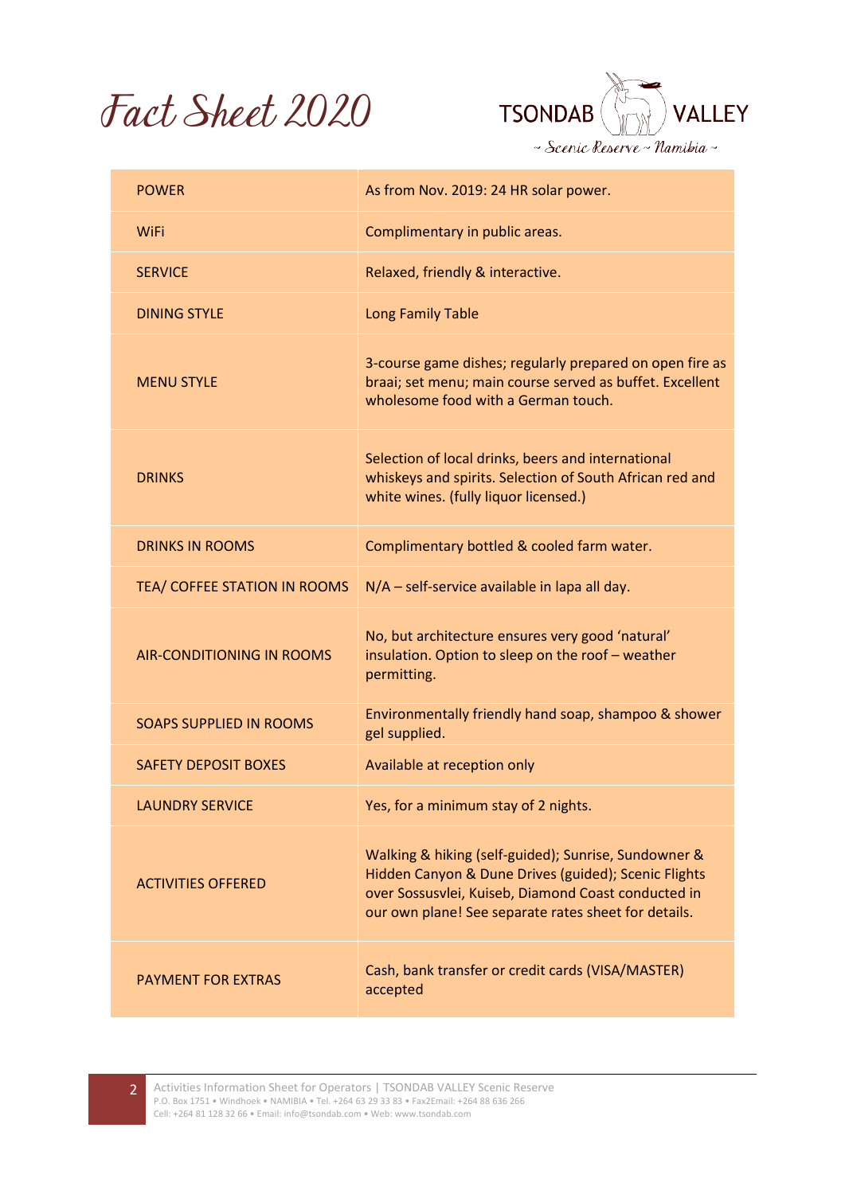# Fact Sheet 2020

TSONDAB VALLEY
~ Scenic Reserve ~ Namibia ~

| | |
|---|---|
| POWER | As from Nov. 2019: 24 HR solar power. |
| WiFi | Complimentary in public areas. |
| SERVICE | Relaxed, friendly & interactive. |
| DINING STYLE | Long Family Table |
| MENU STYLE | 3-course game dishes; regularly prepared on open fire as braai; set menu; main course served as buffet. Excellent wholesome food with a German touch. |
| DRINKS | Selection of local drinks, beers and international whiskeys and spirits. Selection of South African red and white wines. (fully liquor licensed.) |
| DRINKS IN ROOMS | Complimentary bottled & cooled farm water. |
| TEA/ COFFEE STATION IN ROOMS | N/A – self-service available in lapa all day. |
| AIR-CONDITIONING IN ROOMS | No, but architecture ensures very good 'natural' insulation. Option to sleep on the roof – weather permitting. |
| SOAPS SUPPLIED IN ROOMS | Environmentally friendly hand soap, shampoo & shower gel supplied. |
| SAFETY DEPOSIT BOXES | Available at reception only |
| LAUNDRY SERVICE | Yes, for a minimum stay of 2 nights. |
| ACTIVITIES OFFERED | Walking & hiking (self-guided); Sunrise, Sundowner & Hidden Canyon & Dune Drives (guided); Scenic Flights over Sossusvlei, Kuiseb, Diamond Coast conducted in our own plane! See separate rates sheet for details. |
| PAYMENT FOR EXTRAS | Cash, bank transfer or credit cards (VISA/MASTER) accepted |